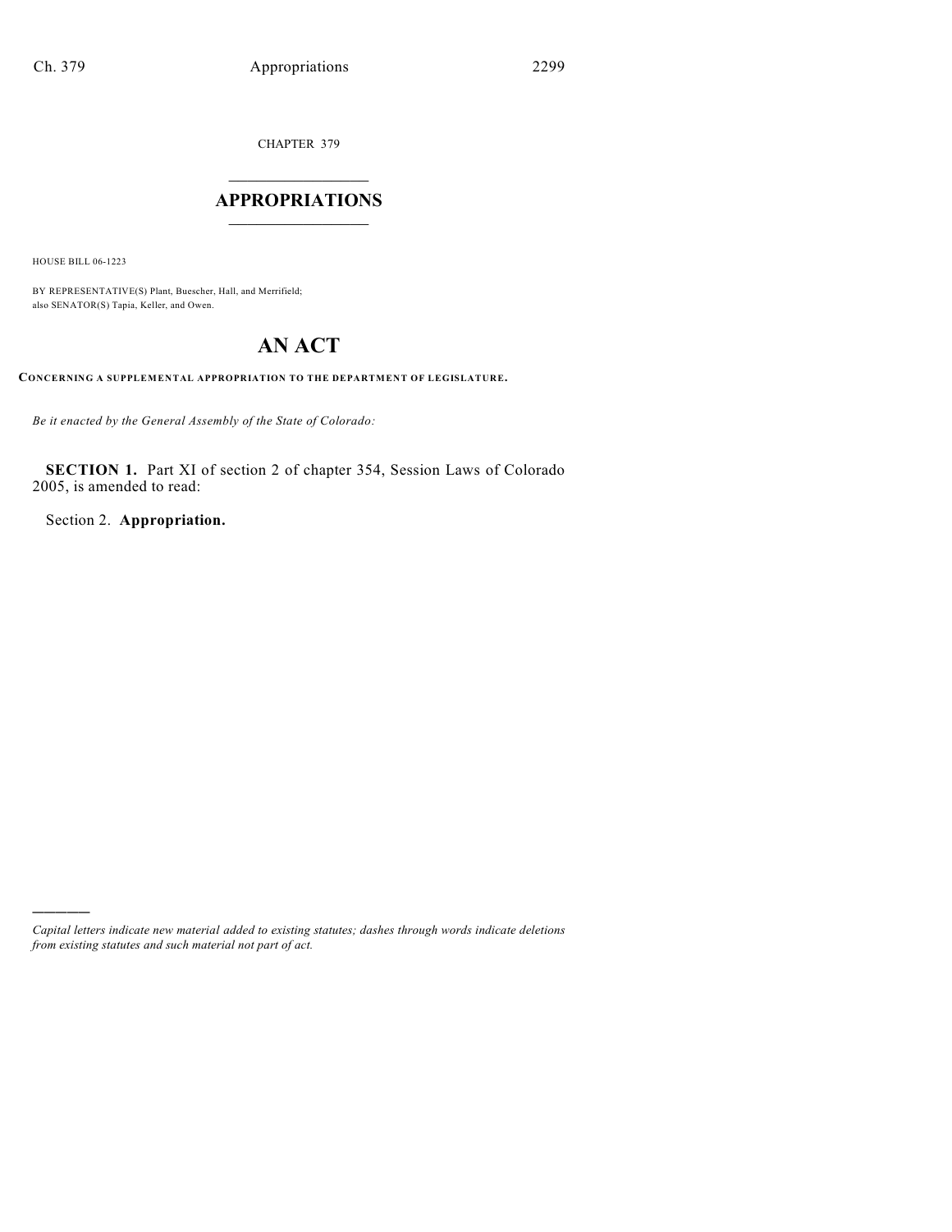CHAPTER 379

# APPROPRIATIONS

HOUSE BILL 06-1223

BY REPRESENTATIVE(S) Plant, Buescher, Hall, and Merrifield;
also SENATOR(S) Tapia, Keller, and Owen.

# AN ACT

**CONCERNING A SUPPLEMENTAL APPROPRIATION TO THE DEPARTMENT OF LEGISLATURE.**

*Be it enacted by the General Assembly of the State of Colorado:*

**SECTION 1.** Part XI of section 2 of chapter 354, Session Laws of Colorado 2005, is amended to read:

Section 2. **Appropriation.**

---

*Capital letters indicate new material added to existing statutes; dashes through words indicate deletions from existing statutes and such material not part of act.*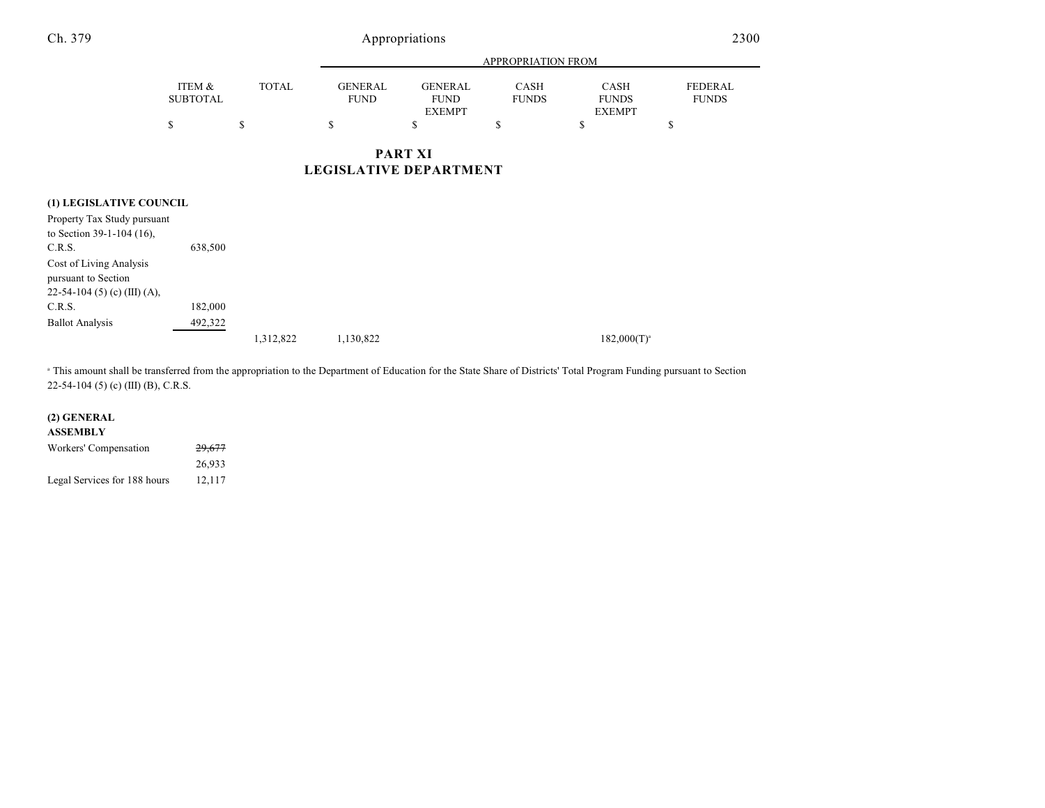| | ITEM & SUBTOTAL | TOTAL | APPROPRIATION FROM | | | | |
|---|---|---|---|---|---|---|---|
| | | | GENERAL FUND | GENERAL FUND EXEMPT | CASH FUNDS | CASH FUNDS EXEMPT | FEDERAL FUNDS |
| | $ | $ | $ | $ | $ | $ | $ |

## PART XI
## LEGISLATIVE DEPARTMENT

| | ITEM & SUBTOTAL | TOTAL | GENERAL FUND | GENERAL FUND EXEMPT | CASH FUNDS | CASH FUNDS EXEMPT | FEDERAL FUNDS |
|---|---|---|---|---|---|---|---|
| **(1) LEGISLATIVE COUNCIL** | | | | | | | |
| Property Tax Study pursuant to Section 39-1-104 (16), C.R.S. | 638,500 | | | | | | |
| Cost of Living Analysis pursuant to Section 22-54-104 (5) (c) (III) (A), C.R.S. | 182,000 | | | | | | |
| Ballot Analysis | 492,322 | | | | | | |
| | | 1,312,822 | 1,130,822 | | | 182,000(T)[a] | |

[a] This amount shall be transferred from the appropriation to the Department of Education for the State Share of Districts' Total Program Funding pursuant to Section 22-54-104 (5) (c) (III) (B), C.R.S.

| | ITEM & SUBTOTAL | TOTAL | GENERAL FUND | GENERAL FUND EXEMPT | CASH FUNDS | CASH FUNDS EXEMPT | FEDERAL FUNDS |
|---|---|---|---|---|---|---|---|
| **(2) GENERAL ASSEMBLY** | | | | | | | |
| Workers' Compensation | ~~29,677~~ 26,933 | | | | | | |
| Legal Services for 188 hours | 12,117 | | | | | | |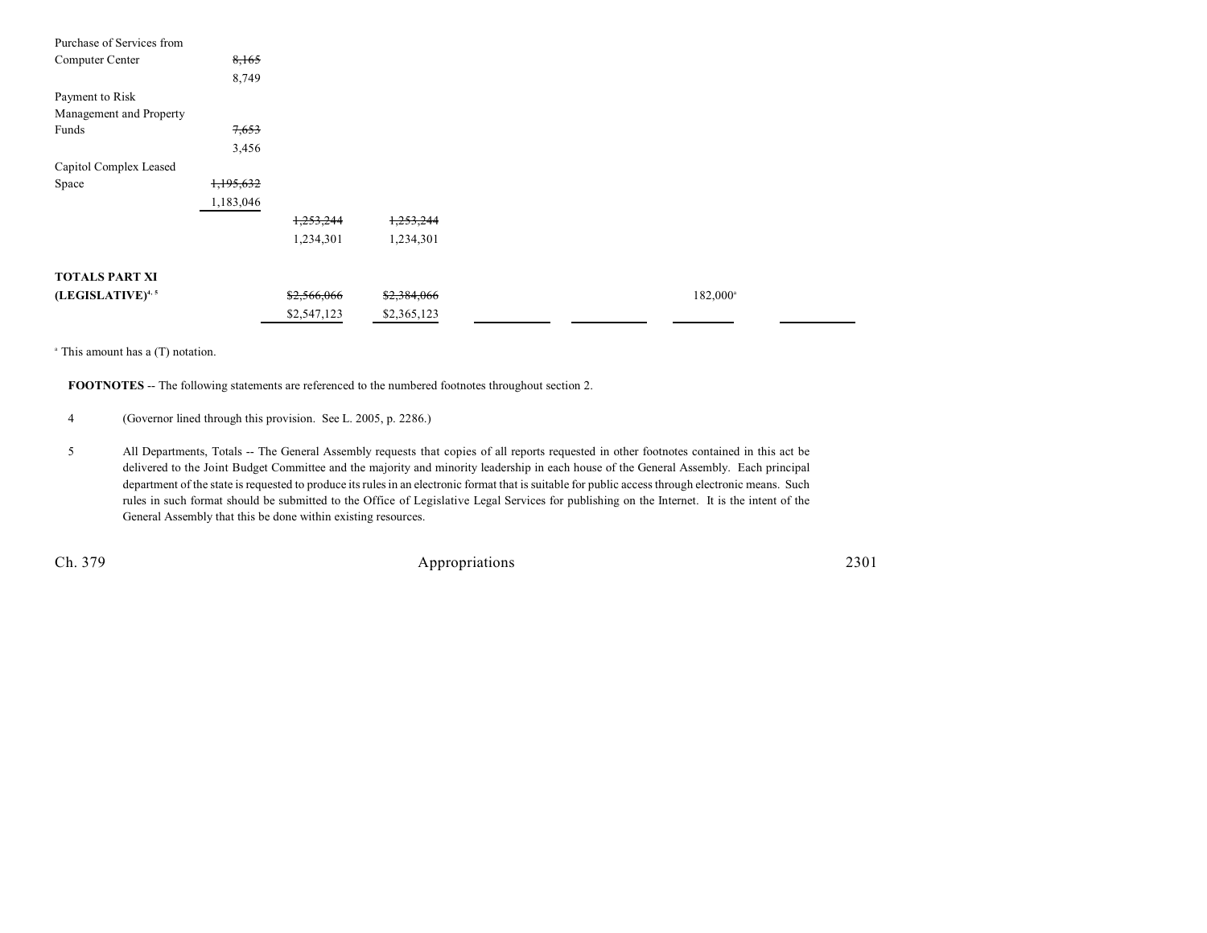| | | | | | | | |
|---|---|---|---|---|---|---|---|
| Purchase of Services from Computer Center | ~~8,165~~ 8,749 | | | | | | |
| Payment to Risk Management and Property Funds | ~~7,653~~ 3,456 | | | | | | |
| Capitol Complex Leased Space | ~~1,195,632~~ 1,183,046 | | | | | | |
| | | ~~1,253,244~~ 1,234,301 | ~~1,253,244~~ 1,234,301 | | | | |
| **TOTALS PART XI (LEGISLATIVE)**[4, 5] | | ~~$2,566,066~~ $2,547,123 | ~~$2,384,066~~ $2,365,123 | | | 182,000[a] | |

[a] This amount has a (T) notation.

**FOOTNOTES** -- The following statements are referenced to the numbered footnotes throughout section 2.

4 (Governor lined through this provision. See L. 2005, p. 2286.)

5 All Departments, Totals -- The General Assembly requests that copies of all reports requested in other footnotes contained in this act be delivered to the Joint Budget Committee and the majority and minority leadership in each house of the General Assembly. Each principal department of the state is requested to produce its rules in an electronic format that is suitable for public access through electronic means. Such rules in such format should be submitted to the Office of Legislative Legal Services for publishing on the Internet. It is the intent of the General Assembly that this be done within existing resources.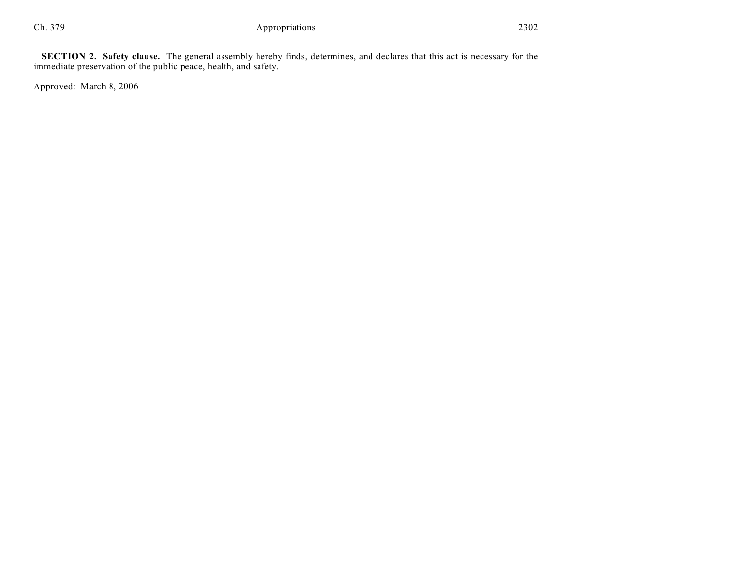**SECTION 2. Safety clause.** The general assembly hereby finds, determines, and declares that this act is necessary for the immediate preservation of the public peace, health, and safety.

Approved: March 8, 2006